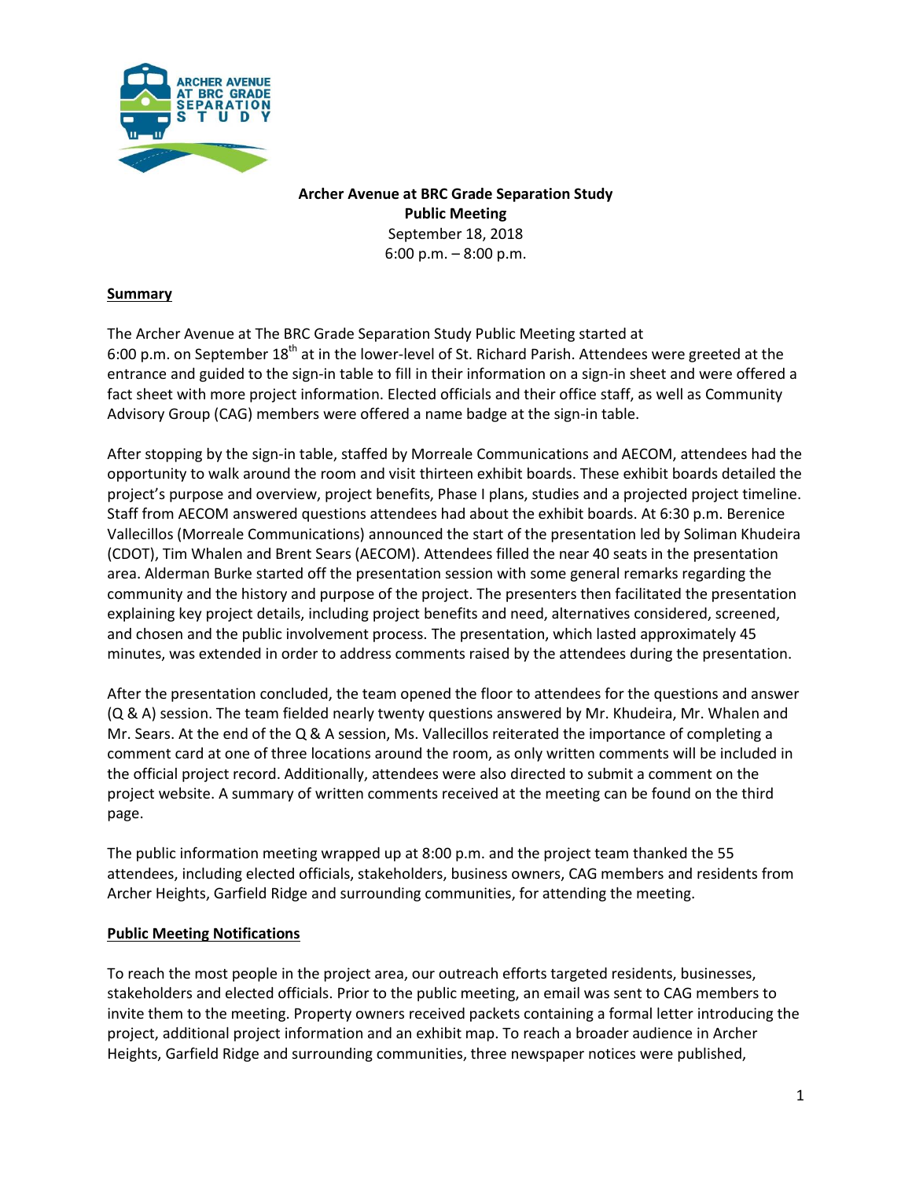**Archer Avenue at BRC Grade Separation Study**
**Public Meeting**
September 18, 2018
6:00 p.m. – 8:00 p.m.

## Summary

The Archer Avenue at The BRC Grade Separation Study Public Meeting started at 6:00 p.m. on September 18th at in the lower-level of St. Richard Parish. Attendees were greeted at the entrance and guided to the sign-in table to fill in their information on a sign-in sheet and were offered a fact sheet with more project information. Elected officials and their office staff, as well as Community Advisory Group (CAG) members were offered a name badge at the sign-in table.

After stopping by the sign-in table, staffed by Morreale Communications and AECOM, attendees had the opportunity to walk around the room and visit thirteen exhibit boards. These exhibit boards detailed the project's purpose and overview, project benefits, Phase I plans, studies and a projected project timeline. Staff from AECOM answered questions attendees had about the exhibit boards. At 6:30 p.m. Berenice Vallecillos (Morreale Communications) announced the start of the presentation led by Soliman Khudeira (CDOT), Tim Whalen and Brent Sears (AECOM). Attendees filled the near 40 seats in the presentation area. Alderman Burke started off the presentation session with some general remarks regarding the community and the history and purpose of the project. The presenters then facilitated the presentation explaining key project details, including project benefits and need, alternatives considered, screened, and chosen and the public involvement process. The presentation, which lasted approximately 45 minutes, was extended in order to address comments raised by the attendees during the presentation.

After the presentation concluded, the team opened the floor to attendees for the questions and answer (Q & A) session. The team fielded nearly twenty questions answered by Mr. Khudeira, Mr. Whalen and Mr. Sears. At the end of the Q & A session, Ms. Vallecillos reiterated the importance of completing a comment card at one of three locations around the room, as only written comments will be included in the official project record. Additionally, attendees were also directed to submit a comment on the project website. A summary of written comments received at the meeting can be found on the third page.

The public information meeting wrapped up at 8:00 p.m. and the project team thanked the 55 attendees, including elected officials, stakeholders, business owners, CAG members and residents from Archer Heights, Garfield Ridge and surrounding communities, for attending the meeting.

## Public Meeting Notifications

To reach the most people in the project area, our outreach efforts targeted residents, businesses, stakeholders and elected officials. Prior to the public meeting, an email was sent to CAG members to invite them to the meeting. Property owners received packets containing a formal letter introducing the project, additional project information and an exhibit map. To reach a broader audience in Archer Heights, Garfield Ridge and surrounding communities, three newspaper notices were published,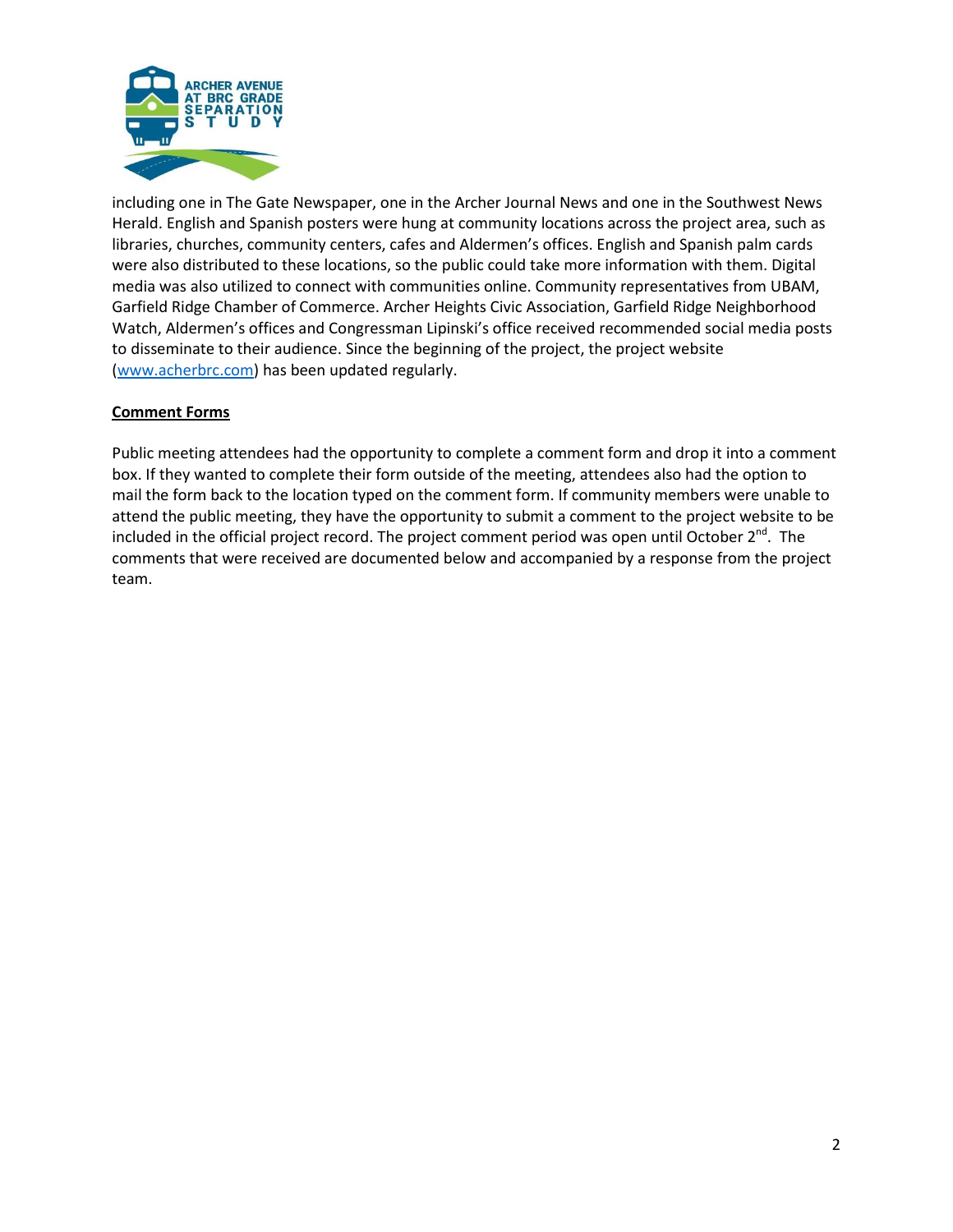including one in The Gate Newspaper, one in the Archer Journal News and one in the Southwest News Herald. English and Spanish posters were hung at community locations across the project area, such as libraries, churches, community centers, cafes and Aldermen's offices. English and Spanish palm cards were also distributed to these locations, so the public could take more information with them. Digital media was also utilized to connect with communities online. Community representatives from UBAM, Garfield Ridge Chamber of Commerce. Archer Heights Civic Association, Garfield Ridge Neighborhood Watch, Aldermen's offices and Congressman Lipinski's office received recommended social media posts to disseminate to their audience. Since the beginning of the project, the project website (www.acherbrc.com) has been updated regularly.

**Comment Forms**

Public meeting attendees had the opportunity to complete a comment form and drop it into a comment box. If they wanted to complete their form outside of the meeting, attendees also had the option to mail the form back to the location typed on the comment form. If community members were unable to attend the public meeting, they have the opportunity to submit a comment to the project website to be included in the official project record. The project comment period was open until October 2nd. The comments that were received are documented below and accompanied by a response from the project team.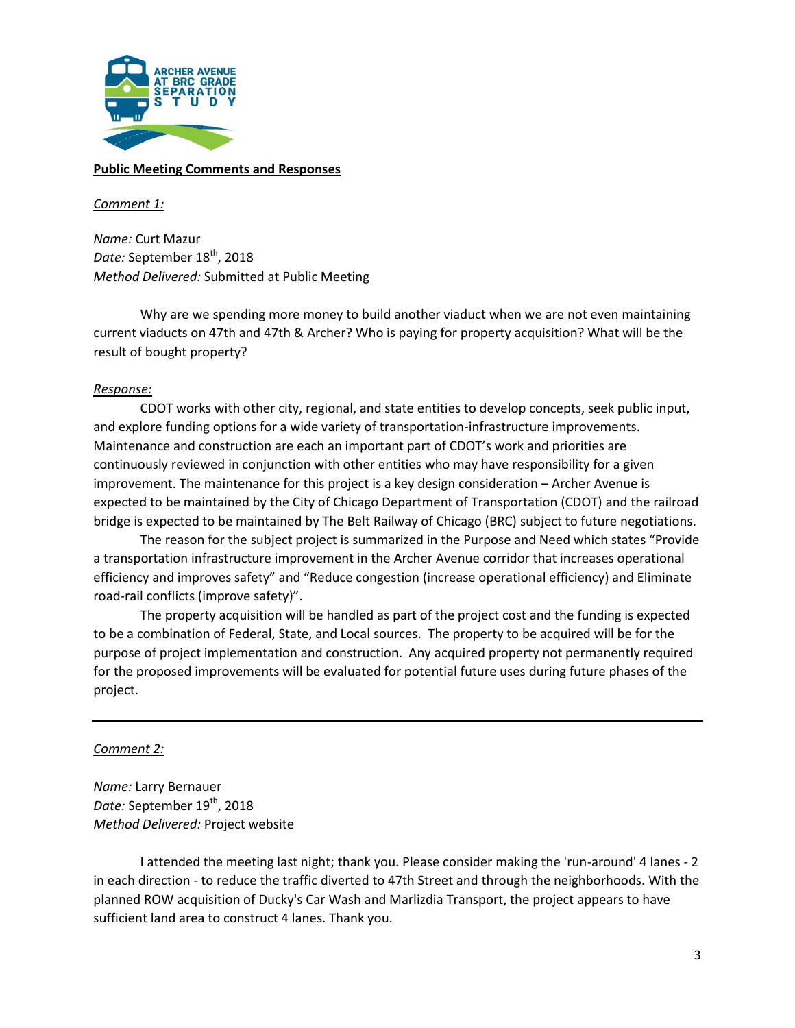**Public Meeting Comments and Responses**

*Comment 1:*

*Name:* Curt Mazur
*Date:* September 18th, 2018
*Method Delivered:* Submitted at Public Meeting

Why are we spending more money to build another viaduct when we are not even maintaining current viaducts on 47th and 47th & Archer? Who is paying for property acquisition? What will be the result of bought property?

*Response:*

CDOT works with other city, regional, and state entities to develop concepts, seek public input, and explore funding options for a wide variety of transportation-infrastructure improvements. Maintenance and construction are each an important part of CDOT's work and priorities are continuously reviewed in conjunction with other entities who may have responsibility for a given improvement. The maintenance for this project is a key design consideration – Archer Avenue is expected to be maintained by the City of Chicago Department of Transportation (CDOT) and the railroad bridge is expected to be maintained by The Belt Railway of Chicago (BRC) subject to future negotiations.

The reason for the subject project is summarized in the Purpose and Need which states "Provide a transportation infrastructure improvement in the Archer Avenue corridor that increases operational efficiency and improves safety" and "Reduce congestion (increase operational efficiency) and Eliminate road-rail conflicts (improve safety)".

The property acquisition will be handled as part of the project cost and the funding is expected to be a combination of Federal, State, and Local sources. The property to be acquired will be for the purpose of project implementation and construction. Any acquired property not permanently required for the proposed improvements will be evaluated for potential future uses during future phases of the project.

---

*Comment 2:*

*Name:* Larry Bernauer
*Date:* September 19th, 2018
*Method Delivered:* Project website

I attended the meeting last night; thank you. Please consider making the 'run-around' 4 lanes - 2 in each direction - to reduce the traffic diverted to 47th Street and through the neighborhoods. With the planned ROW acquisition of Ducky's Car Wash and Marlizdia Transport, the project appears to have sufficient land area to construct 4 lanes. Thank you.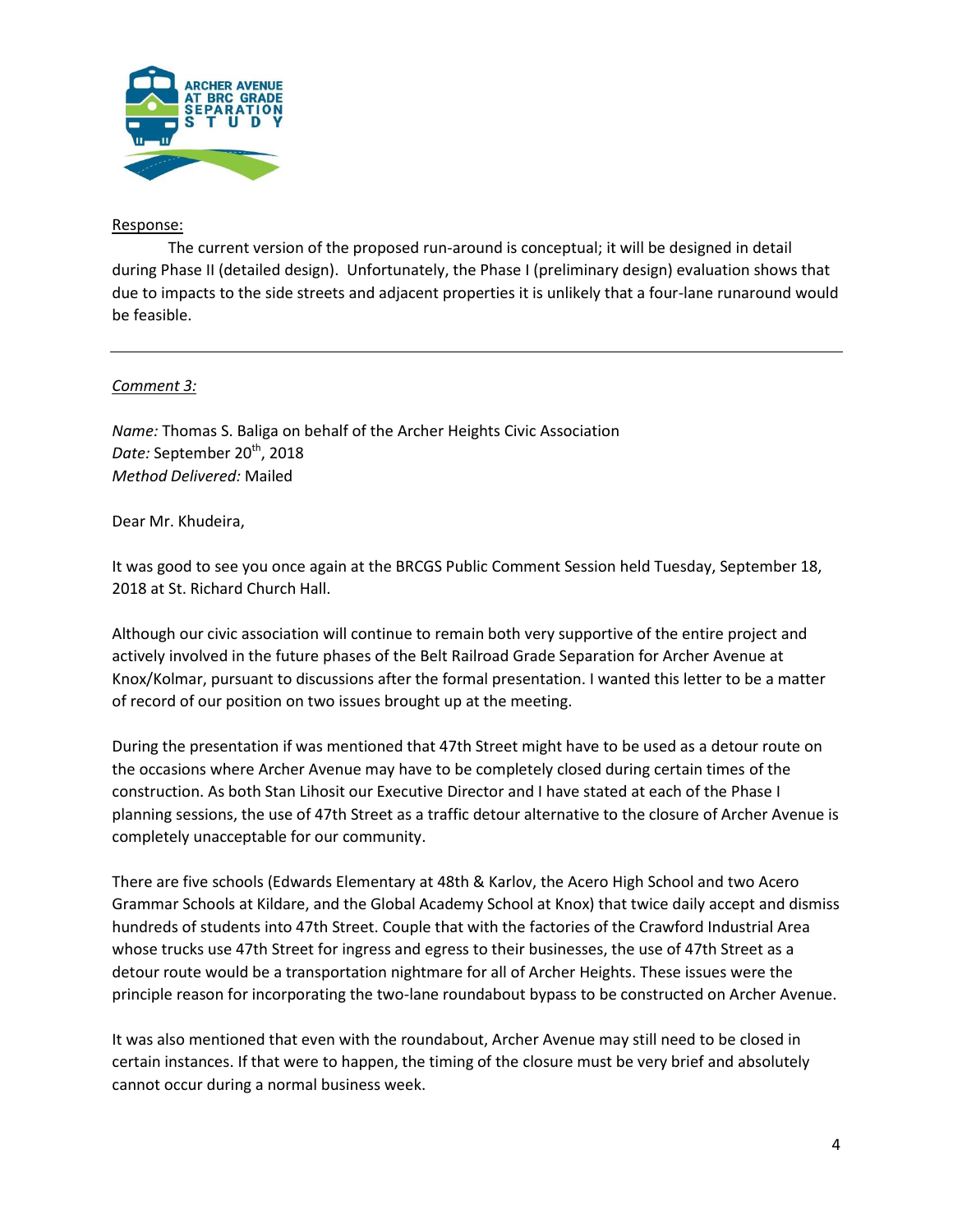Response:

The current version of the proposed run-around is conceptual; it will be designed in detail during Phase II (detailed design). Unfortunately, the Phase I (preliminary design) evaluation shows that due to impacts to the side streets and adjacent properties it is unlikely that a four-lane runaround would be feasible.

---

*Comment 3:*

*Name:* Thomas S. Baliga on behalf of the Archer Heights Civic Association
*Date:* September 20th, 2018
*Method Delivered:* Mailed

Dear Mr. Khudeira,

It was good to see you once again at the BRCGS Public Comment Session held Tuesday, September 18, 2018 at St. Richard Church Hall.

Although our civic association will continue to remain both very supportive of the entire project and actively involved in the future phases of the Belt Railroad Grade Separation for Archer Avenue at Knox/Kolmar, pursuant to discussions after the formal presentation. I wanted this letter to be a matter of record of our position on two issues brought up at the meeting.

During the presentation if was mentioned that 47th Street might have to be used as a detour route on the occasions where Archer Avenue may have to be completely closed during certain times of the construction. As both Stan Lihosit our Executive Director and I have stated at each of the Phase I planning sessions, the use of 47th Street as a traffic detour alternative to the closure of Archer Avenue is completely unacceptable for our community.

There are five schools (Edwards Elementary at 48th & Karlov, the Acero High School and two Acero Grammar Schools at Kildare, and the Global Academy School at Knox) that twice daily accept and dismiss hundreds of students into 47th Street. Couple that with the factories of the Crawford Industrial Area whose trucks use 47th Street for ingress and egress to their businesses, the use of 47th Street as a detour route would be a transportation nightmare for all of Archer Heights. These issues were the principle reason for incorporating the two-lane roundabout bypass to be constructed on Archer Avenue.

It was also mentioned that even with the roundabout, Archer Avenue may still need to be closed in certain instances. If that were to happen, the timing of the closure must be very brief and absolutely cannot occur during a normal business week.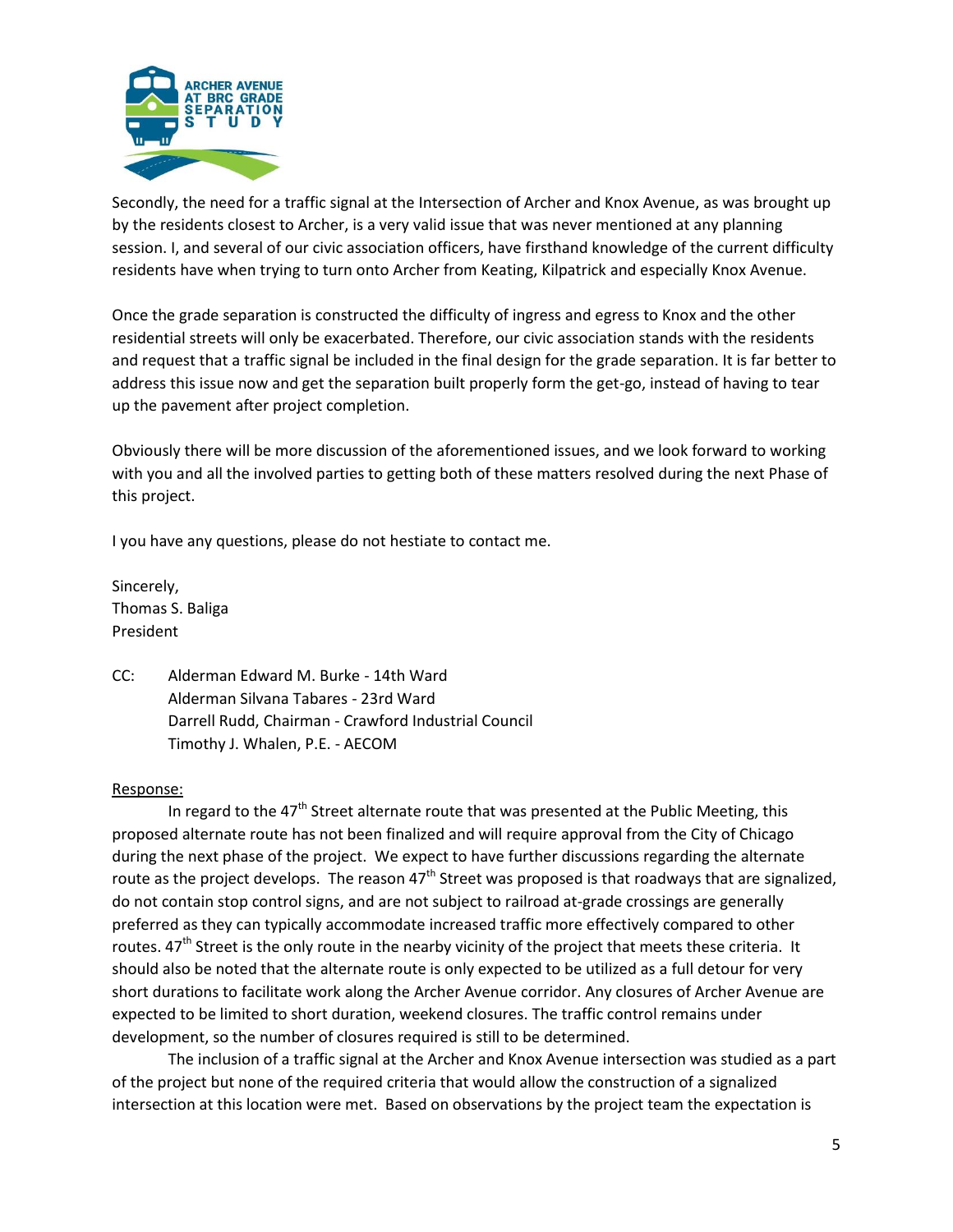Secondly, the need for a traffic signal at the Intersection of Archer and Knox Avenue, as was brought up by the residents closest to Archer, is a very valid issue that was never mentioned at any planning session. I, and several of our civic association officers, have firsthand knowledge of the current difficulty residents have when trying to turn onto Archer from Keating, Kilpatrick and especially Knox Avenue.

Once the grade separation is constructed the difficulty of ingress and egress to Knox and the other residential streets will only be exacerbated. Therefore, our civic association stands with the residents and request that a traffic signal be included in the final design for the grade separation. It is far better to address this issue now and get the separation built properly form the get-go, instead of having to tear up the pavement after project completion.

Obviously there will be more discussion of the aforementioned issues, and we look forward to working with you and all the involved parties to getting both of these matters resolved during the next Phase of this project.

I you have any questions, please do not hestiate to contact me.

Sincerely,
Thomas S. Baliga
President

CC: Alderman Edward M. Burke - 14th Ward
Alderman Silvana Tabares - 23rd Ward
Darrell Rudd, Chairman - Crawford Industrial Council
Timothy J. Whalen, P.E. - AECOM

Response:

In regard to the 47th Street alternate route that was presented at the Public Meeting, this proposed alternate route has not been finalized and will require approval from the City of Chicago during the next phase of the project. We expect to have further discussions regarding the alternate route as the project develops. The reason 47th Street was proposed is that roadways that are signalized, do not contain stop control signs, and are not subject to railroad at-grade crossings are generally preferred as they can typically accommodate increased traffic more effectively compared to other routes. 47th Street is the only route in the nearby vicinity of the project that meets these criteria. It should also be noted that the alternate route is only expected to be utilized as a full detour for very short durations to facilitate work along the Archer Avenue corridor. Any closures of Archer Avenue are expected to be limited to short duration, weekend closures. The traffic control remains under development, so the number of closures required is still to be determined.

The inclusion of a traffic signal at the Archer and Knox Avenue intersection was studied as a part of the project but none of the required criteria that would allow the construction of a signalized intersection at this location were met. Based on observations by the project team the expectation is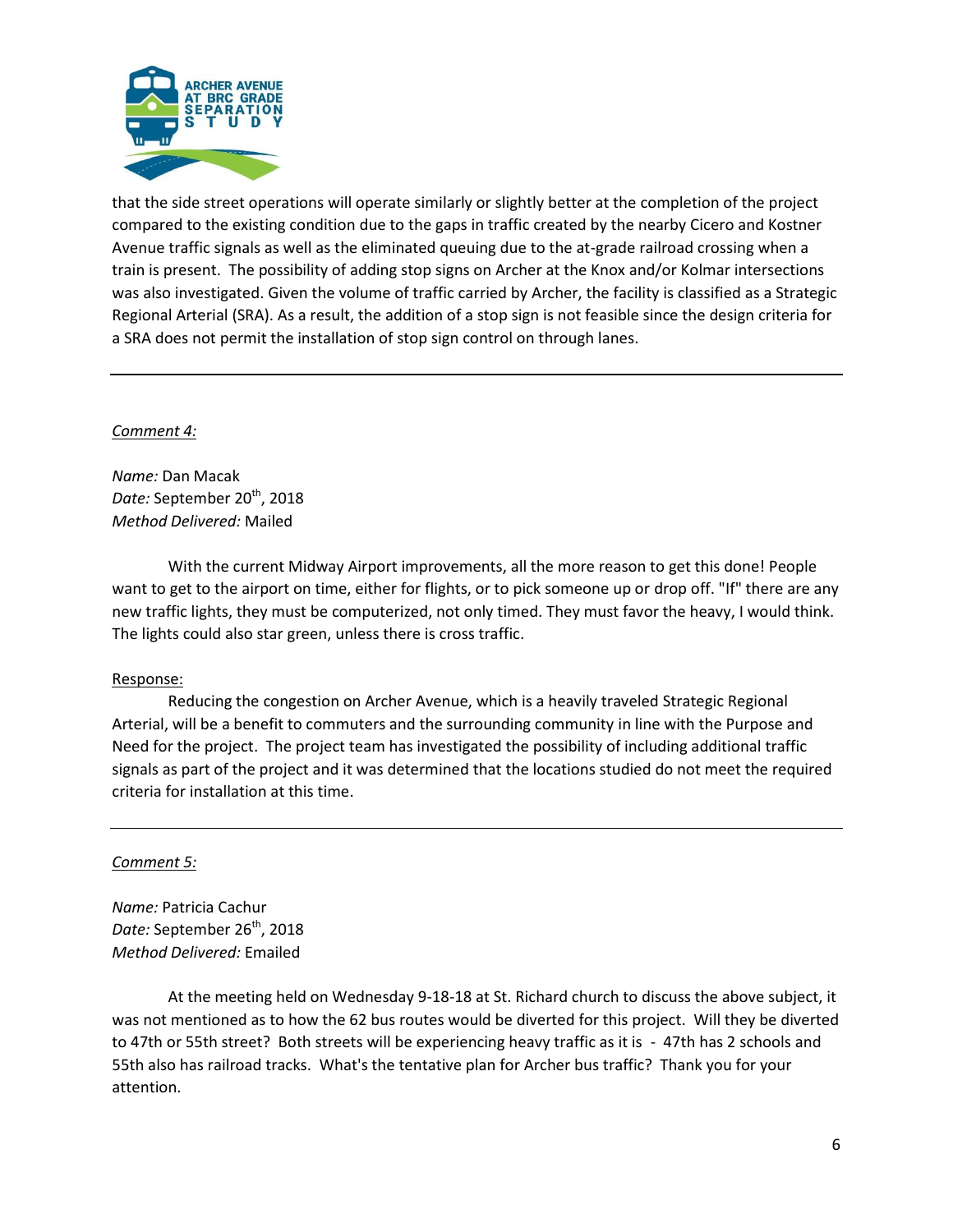that the side street operations will operate similarly or slightly better at the completion of the project compared to the existing condition due to the gaps in traffic created by the nearby Cicero and Kostner Avenue traffic signals as well as the eliminated queuing due to the at-grade railroad crossing when a train is present. The possibility of adding stop signs on Archer at the Knox and/or Kolmar intersections was also investigated. Given the volume of traffic carried by Archer, the facility is classified as a Strategic Regional Arterial (SRA). As a result, the addition of a stop sign is not feasible since the design criteria for a SRA does not permit the installation of stop sign control on through lanes.

---

*Comment 4:*

*Name:* Dan Macak
*Date:* September 20th, 2018
*Method Delivered:* Mailed

With the current Midway Airport improvements, all the more reason to get this done! People want to get to the airport on time, either for flights, or to pick someone up or drop off. "If" there are any new traffic lights, they must be computerized, not only timed. They must favor the heavy, I would think. The lights could also star green, unless there is cross traffic.

Response:

Reducing the congestion on Archer Avenue, which is a heavily traveled Strategic Regional Arterial, will be a benefit to commuters and the surrounding community in line with the Purpose and Need for the project. The project team has investigated the possibility of including additional traffic signals as part of the project and it was determined that the locations studied do not meet the required criteria for installation at this time.

---

*Comment 5:*

*Name:* Patricia Cachur
*Date:* September 26th, 2018
*Method Delivered:* Emailed

At the meeting held on Wednesday 9-18-18 at St. Richard church to discuss the above subject, it was not mentioned as to how the 62 bus routes would be diverted for this project. Will they be diverted to 47th or 55th street? Both streets will be experiencing heavy traffic as it is - 47th has 2 schools and 55th also has railroad tracks. What's the tentative plan for Archer bus traffic? Thank you for your attention.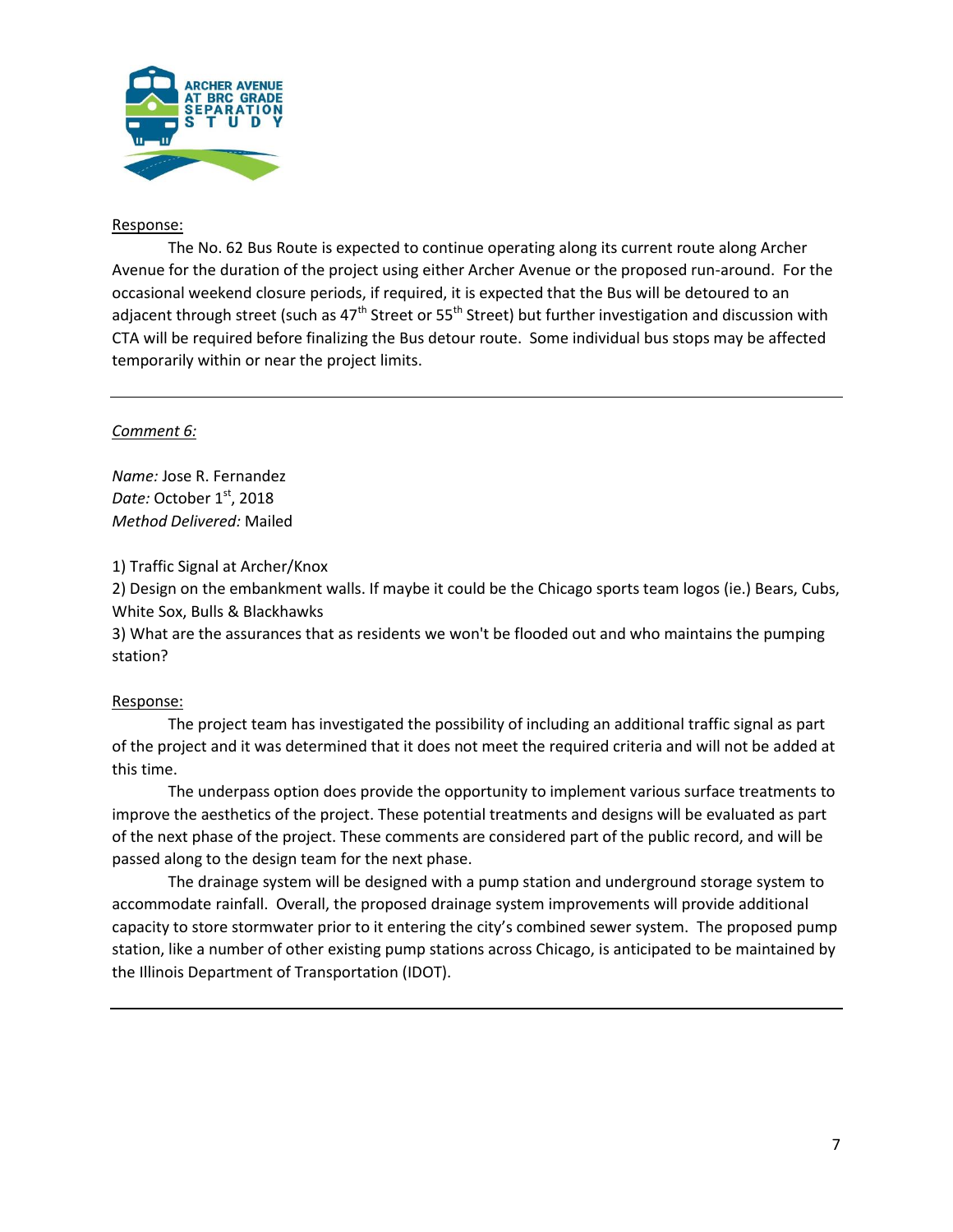Response:

The No. 62 Bus Route is expected to continue operating along its current route along Archer Avenue for the duration of the project using either Archer Avenue or the proposed run-around. For the occasional weekend closure periods, if required, it is expected that the Bus will be detoured to an adjacent through street (such as 47th Street or 55th Street) but further investigation and discussion with CTA will be required before finalizing the Bus detour route. Some individual bus stops may be affected temporarily within or near the project limits.

---

*Comment 6:*

*Name:* Jose R. Fernandez
*Date:* October 1st, 2018
*Method Delivered:* Mailed

1) Traffic Signal at Archer/Knox
2) Design on the embankment walls. If maybe it could be the Chicago sports team logos (ie.) Bears, Cubs, White Sox, Bulls & Blackhawks
3) What are the assurances that as residents we won't be flooded out and who maintains the pumping station?

Response:

The project team has investigated the possibility of including an additional traffic signal as part of the project and it was determined that it does not meet the required criteria and will not be added at this time.

The underpass option does provide the opportunity to implement various surface treatments to improve the aesthetics of the project. These potential treatments and designs will be evaluated as part of the next phase of the project. These comments are considered part of the public record, and will be passed along to the design team for the next phase.

The drainage system will be designed with a pump station and underground storage system to accommodate rainfall. Overall, the proposed drainage system improvements will provide additional capacity to store stormwater prior to it entering the city's combined sewer system. The proposed pump station, like a number of other existing pump stations across Chicago, is anticipated to be maintained by the Illinois Department of Transportation (IDOT).

---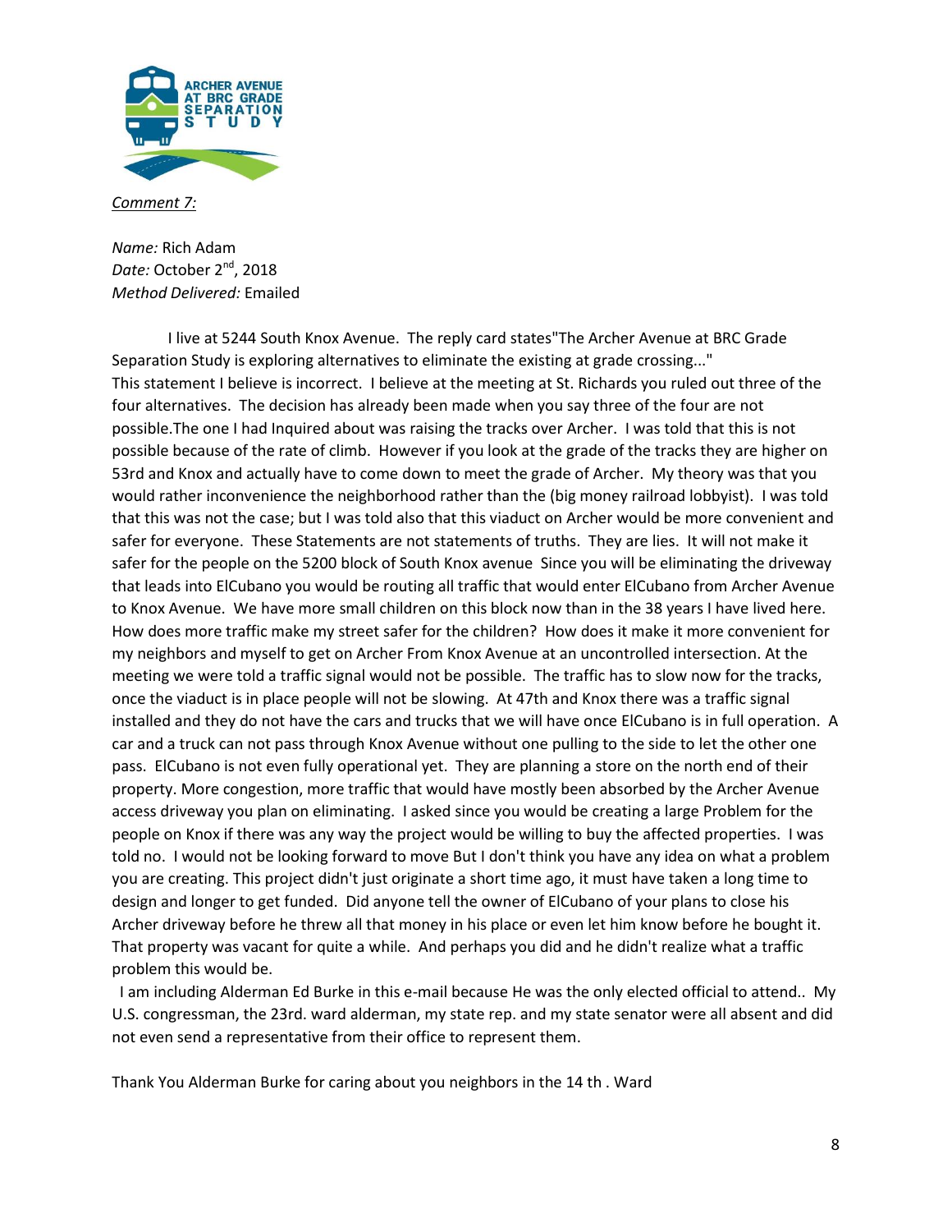*Comment 7:*

*Name:* Rich Adam
*Date:* October 2nd, 2018
*Method Delivered:* Emailed

I live at 5244 South Knox Avenue. The reply card states"The Archer Avenue at BRC Grade Separation Study is exploring alternatives to eliminate the existing at grade crossing..." This statement I believe is incorrect. I believe at the meeting at St. Richards you ruled out three of the four alternatives. The decision has already been made when you say three of the four are not possible.The one I had Inquired about was raising the tracks over Archer. I was told that this is not possible because of the rate of climb. However if you look at the grade of the tracks they are higher on 53rd and Knox and actually have to come down to meet the grade of Archer. My theory was that you would rather inconvenience the neighborhood rather than the (big money railroad lobbyist). I was told that this was not the case; but I was told also that this viaduct on Archer would be more convenient and safer for everyone. These Statements are not statements of truths. They are lies. It will not make it safer for the people on the 5200 block of South Knox avenue Since you will be eliminating the driveway that leads into ElCubano you would be routing all traffic that would enter ElCubano from Archer Avenue to Knox Avenue. We have more small children on this block now than in the 38 years I have lived here. How does more traffic make my street safer for the children? How does it make it more convenient for my neighbors and myself to get on Archer From Knox Avenue at an uncontrolled intersection. At the meeting we were told a traffic signal would not be possible. The traffic has to slow now for the tracks, once the viaduct is in place people will not be slowing. At 47th and Knox there was a traffic signal installed and they do not have the cars and trucks that we will have once ElCubano is in full operation. A car and a truck can not pass through Knox Avenue without one pulling to the side to let the other one pass. ElCubano is not even fully operational yet. They are planning a store on the north end of their property. More congestion, more traffic that would have mostly been absorbed by the Archer Avenue access driveway you plan on eliminating. I asked since you would be creating a large Problem for the people on Knox if there was any way the project would be willing to buy the affected properties. I was told no. I would not be looking forward to move But I don't think you have any idea on what a problem you are creating. This project didn't just originate a short time ago, it must have taken a long time to design and longer to get funded. Did anyone tell the owner of ElCubano of your plans to close his Archer driveway before he threw all that money in his place or even let him know before he bought it. That property was vacant for quite a while. And perhaps you did and he didn't realize what a traffic problem this would be.

I am including Alderman Ed Burke in this e-mail because He was the only elected official to attend.. My U.S. congressman, the 23rd. ward alderman, my state rep. and my state senator were all absent and did not even send a representative from their office to represent them.

Thank You Alderman Burke for caring about you neighbors in the 14 th . Ward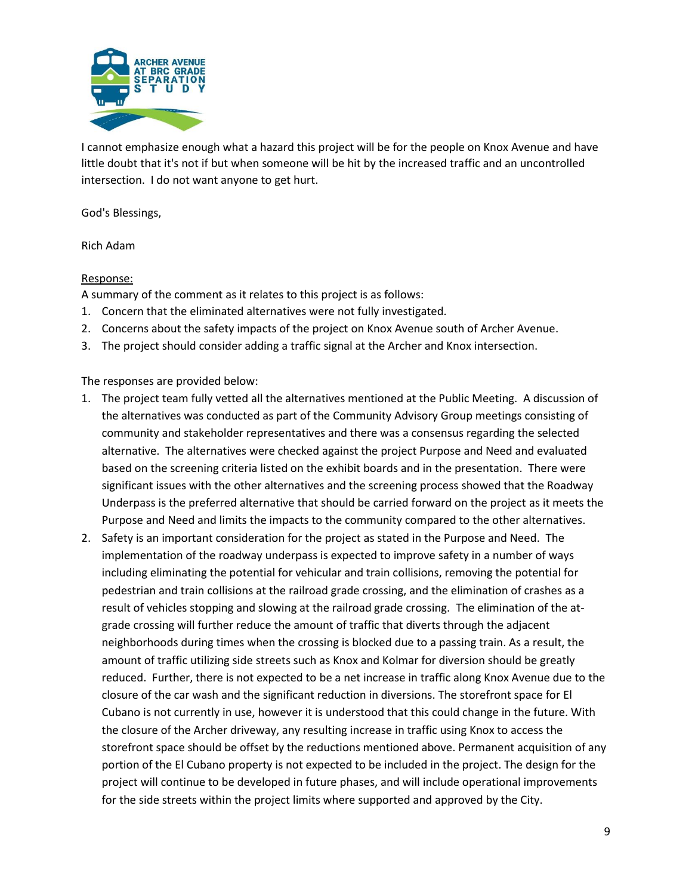I cannot emphasize enough what a hazard this project will be for the people on Knox Avenue and have little doubt that it's not if but when someone will be hit by the increased traffic and an uncontrolled intersection. I do not want anyone to get hurt.

God's Blessings,

Rich Adam

Response:

A summary of the comment as it relates to this project is as follows:

1. Concern that the eliminated alternatives were not fully investigated.
2. Concerns about the safety impacts of the project on Knox Avenue south of Archer Avenue.
3. The project should consider adding a traffic signal at the Archer and Knox intersection.

The responses are provided below:

1. The project team fully vetted all the alternatives mentioned at the Public Meeting. A discussion of the alternatives was conducted as part of the Community Advisory Group meetings consisting of community and stakeholder representatives and there was a consensus regarding the selected alternative. The alternatives were checked against the project Purpose and Need and evaluated based on the screening criteria listed on the exhibit boards and in the presentation. There were significant issues with the other alternatives and the screening process showed that the Roadway Underpass is the preferred alternative that should be carried forward on the project as it meets the Purpose and Need and limits the impacts to the community compared to the other alternatives.
2. Safety is an important consideration for the project as stated in the Purpose and Need. The implementation of the roadway underpass is expected to improve safety in a number of ways including eliminating the potential for vehicular and train collisions, removing the potential for pedestrian and train collisions at the railroad grade crossing, and the elimination of crashes as a result of vehicles stopping and slowing at the railroad grade crossing. The elimination of the at-grade crossing will further reduce the amount of traffic that diverts through the adjacent neighborhoods during times when the crossing is blocked due to a passing train. As a result, the amount of traffic utilizing side streets such as Knox and Kolmar for diversion should be greatly reduced. Further, there is not expected to be a net increase in traffic along Knox Avenue due to the closure of the car wash and the significant reduction in diversions. The storefront space for El Cubano is not currently in use, however it is understood that this could change in the future. With the closure of the Archer driveway, any resulting increase in traffic using Knox to access the storefront space should be offset by the reductions mentioned above. Permanent acquisition of any portion of the El Cubano property is not expected to be included in the project. The design for the project will continue to be developed in future phases, and will include operational improvements for the side streets within the project limits where supported and approved by the City.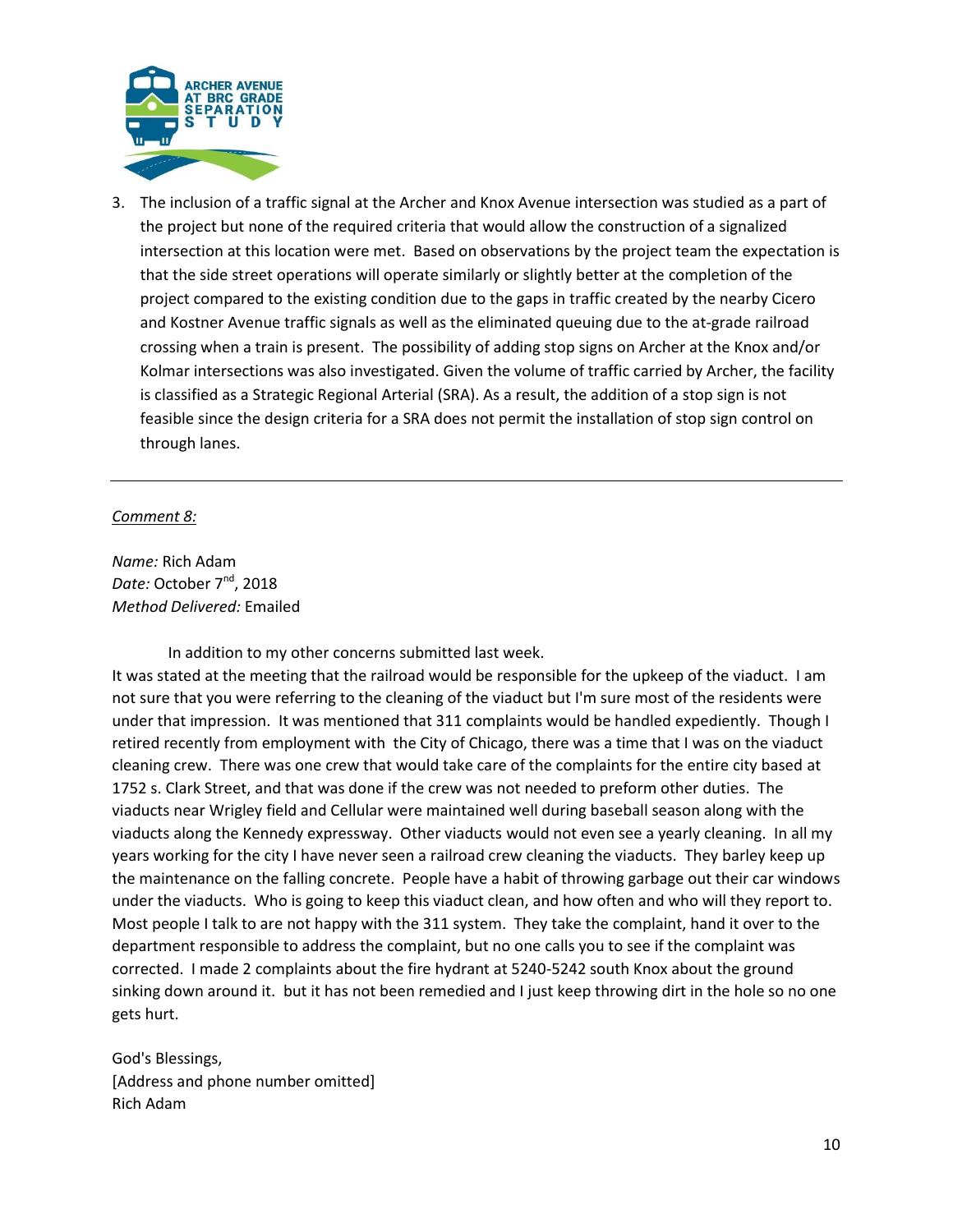3. The inclusion of a traffic signal at the Archer and Knox Avenue intersection was studied as a part of the project but none of the required criteria that would allow the construction of a signalized intersection at this location were met. Based on observations by the project team the expectation is that the side street operations will operate similarly or slightly better at the completion of the project compared to the existing condition due to the gaps in traffic created by the nearby Cicero and Kostner Avenue traffic signals as well as the eliminated queuing due to the at-grade railroad crossing when a train is present. The possibility of adding stop signs on Archer at the Knox and/or Kolmar intersections was also investigated. Given the volume of traffic carried by Archer, the facility is classified as a Strategic Regional Arterial (SRA). As a result, the addition of a stop sign is not feasible since the design criteria for a SRA does not permit the installation of stop sign control on through lanes.

---

*Comment 8:*

*Name:* Rich Adam
*Date:* October 7[nd], 2018
*Method Delivered:* Emailed

In addition to my other concerns submitted last week.
It was stated at the meeting that the railroad would be responsible for the upkeep of the viaduct. I am not sure that you were referring to the cleaning of the viaduct but I'm sure most of the residents were under that impression. It was mentioned that 311 complaints would be handled expediently. Though I retired recently from employment with the City of Chicago, there was a time that I was on the viaduct cleaning crew. There was one crew that would take care of the complaints for the entire city based at 1752 s. Clark Street, and that was done if the crew was not needed to preform other duties. The viaducts near Wrigley field and Cellular were maintained well during baseball season along with the viaducts along the Kennedy expressway. Other viaducts would not even see a yearly cleaning. In all my years working for the city I have never seen a railroad crew cleaning the viaducts. They barley keep up the maintenance on the falling concrete. People have a habit of throwing garbage out their car windows under the viaducts. Who is going to keep this viaduct clean, and how often and who will they report to. Most people I talk to are not happy with the 311 system. They take the complaint, hand it over to the department responsible to address the complaint, but no one calls you to see if the complaint was corrected. I made 2 complaints about the fire hydrant at 5240-5242 south Knox about the ground sinking down around it. but it has not been remedied and I just keep throwing dirt in the hole so no one gets hurt.

God's Blessings,
[Address and phone number omitted]
Rich Adam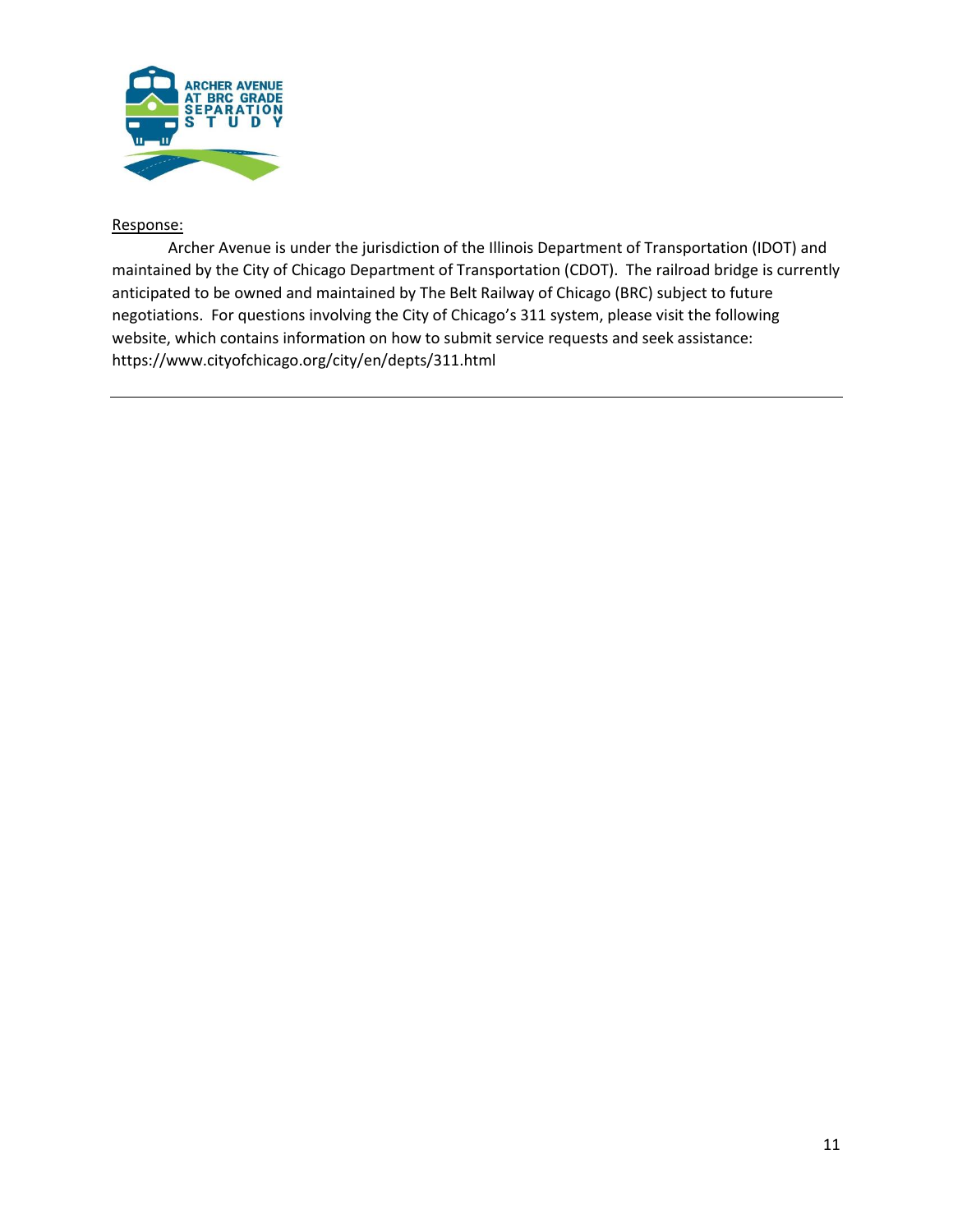Response:

Archer Avenue is under the jurisdiction of the Illinois Department of Transportation (IDOT) and maintained by the City of Chicago Department of Transportation (CDOT). The railroad bridge is currently anticipated to be owned and maintained by The Belt Railway of Chicago (BRC) subject to future negotiations. For questions involving the City of Chicago's 311 system, please visit the following website, which contains information on how to submit service requests and seek assistance: https://www.cityofchicago.org/city/en/depts/311.html

---